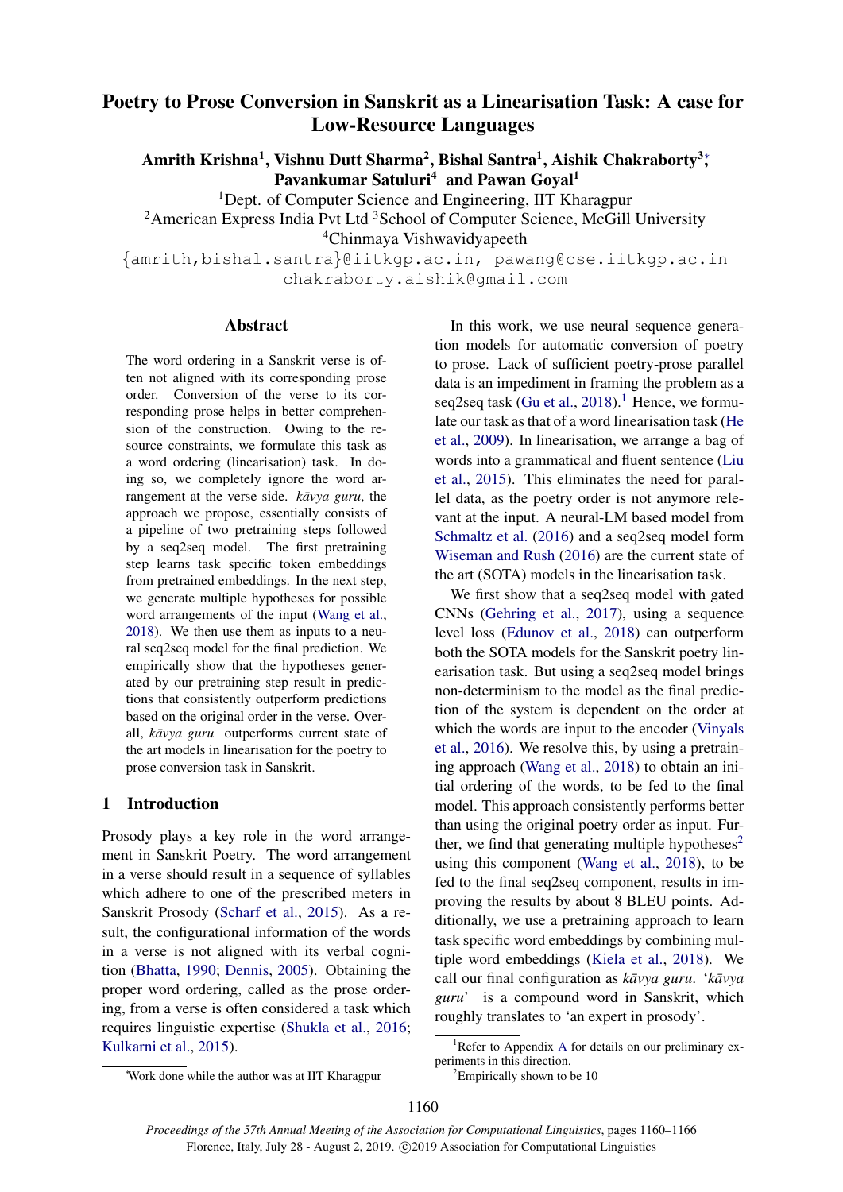// Poetry to Prose Conversion in Sanskrit as a Linearisation Task: A case for Low-Resource Languages

**Amrith Krishna**[1], **Vishnu Dutt Sharma**[2], **Bishal Santra**[1], **Aishik Chakraborty**[3,*], **Pavankumar Satuluri**[4] **and Pawan Goyal**[1]

[1]Dept. of Computer Science and Engineering, IIT Kharagpur
[2]American Express India Pvt Ltd [3]School of Computer Science, McGill University
[4]Chinmaya Vishwavidyapeeth

{amrith,bishal.santra}@iitkgp.ac.in, pawang@cse.iitkgp.ac.in
chakraborty.aishik@gmail.com

## Abstract

The word ordering in a Sanskrit verse is often not aligned with its corresponding prose order. Conversion of the verse to its corresponding prose helps in better comprehension of the construction. Owing to the resource constraints, we formulate this task as a word ordering (linearisation) task. In doing so, we completely ignore the word arrangement at the verse side. *kāvya guru*, the approach we propose, essentially consists of a pipeline of two pretraining steps followed by a seq2seq model. The first pretraining step learns task specific token embeddings from pretrained embeddings. In the next step, we generate multiple hypotheses for possible word arrangements of the input (Wang et al., 2018). We then use them as inputs to a neural seq2seq model for the final prediction. We empirically show that the hypotheses generated by our pretraining step result in predictions that consistently outperform predictions based on the original order in the verse. Overall, *kāvya guru* outperforms current state of the art models in linearisation for the poetry to prose conversion task in Sanskrit.

## 1 Introduction

Prosody plays a key role in the word arrangement in Sanskrit Poetry. The word arrangement in a verse should result in a sequence of syllables which adhere to one of the prescribed meters in Sanskrit Prosody (Scharf et al., 2015). As a result, the configurational information of the words in a verse is not aligned with its verbal cognition (Bhatta, 1990; Dennis, 2005). Obtaining the proper word ordering, called as the prose ordering, from a verse is often considered a task which requires linguistic expertise (Shukla et al., 2016; Kulkarni et al., 2015).

In this work, we use neural sequence generation models for automatic conversion of poetry to prose. Lack of sufficient poetry-prose parallel data is an impediment in framing the problem as a seq2seq task (Gu et al., 2018).[1] Hence, we formulate our task as that of a word linearisation task (He et al., 2009). In linearisation, we arrange a bag of words into a grammatical and fluent sentence (Liu et al., 2015). This eliminates the need for parallel data, as the poetry order is not anymore relevant at the input. A neural-LM based model from Schmaltz et al. (2016) and a seq2seq model form Wiseman and Rush (2016) are the current state of the art (SOTA) models in the linearisation task.

We first show that a seq2seq model with gated CNNs (Gehring et al., 2017), using a sequence level loss (Edunov et al., 2018) can outperform both the SOTA models for the Sanskrit poetry linearisation task. But using a seq2seq model brings non-determinism to the model as the final prediction of the system is dependent on the order at which the words are input to the encoder (Vinyals et al., 2016). We resolve this, by using a pretraining approach (Wang et al., 2018) to obtain an initial ordering of the words, to be fed to the final model. This approach consistently performs better than using the original poetry order as input. Further, we find that generating multiple hypotheses[2] using this component (Wang et al., 2018), to be fed to the final seq2seq component, results in improving the results by about 8 BLEU points. Additionally, we use a pretraining approach to learn task specific word embeddings by combining multiple word embeddings (Kiela et al., 2018). We call our final configuration as *kāvya guru*. '*kāvya guru*' is a compound word in Sanskrit, which roughly translates to 'an expert in prosody'.

[*]Work done while the author was at IIT Kharagpur

[1]Refer to Appendix A for details on our preliminary experiments in this direction.

[2]Empirically shown to be 10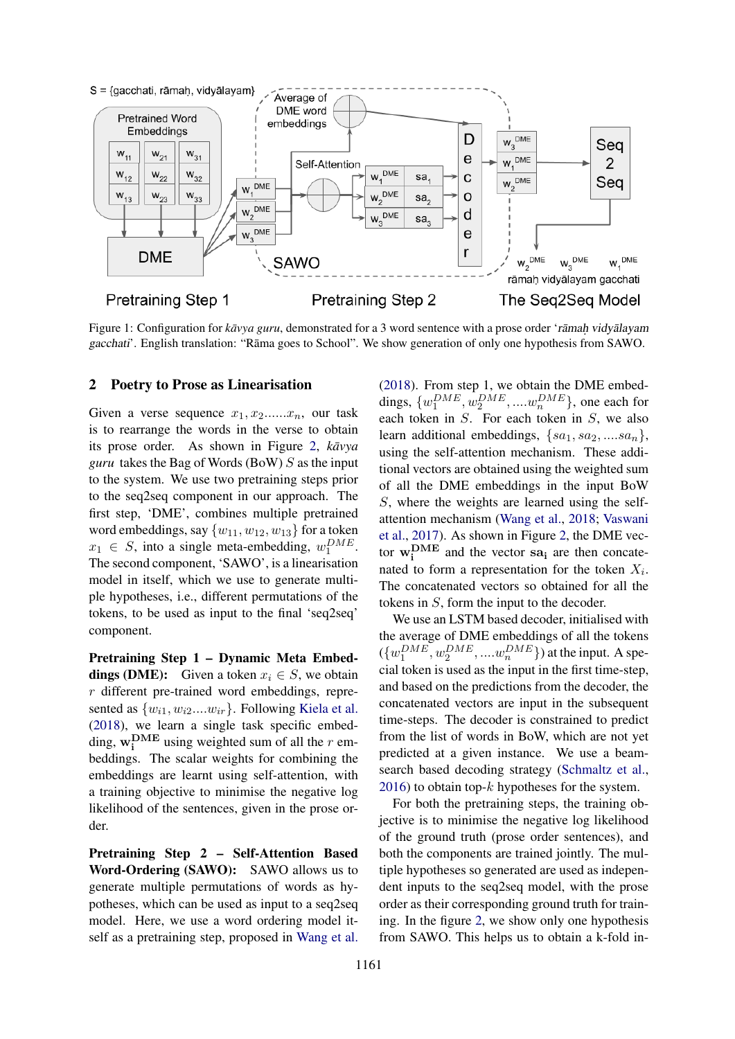Figure 1: Configuration for *kāvya guru*, demonstrated for a 3 word sentence with a prose order '*rāmaḥ vidyālayam gacchati*'. English translation: "Rāma goes to School". We show generation of only one hypothesis from SAWO.

## 2 Poetry to Prose as Linearisation

Given a verse sequence $x_1, x_2......x_n$, our task is to rearrange the words in the verse to obtain its prose order. As shown in Figure 2, *kāvya guru* takes the Bag of Words (BoW) $S$ as the input to the system. We use two pretraining steps prior to the seq2seq component in our approach. The first step, 'DME', combines multiple pretrained word embeddings, say $\{w_{11}, w_{12}, w_{13}\}$ for a token $x_1 \in S$, into a single meta-embedding, $w_1^{DME}$. The second component, 'SAWO', is a linearisation model in itself, which we use to generate multiple hypotheses, i.e., different permutations of the tokens, to be used as input to the final 'seq2seq' component.

**Pretraining Step 1 – Dynamic Meta Embeddings (DME):** Given a token $x_i \in S$, we obtain $r$ different pre-trained word embeddings, represented as $\{w_{i1}, w_{i2}....w_{ir}\}$. Following Kiela et al. (2018), we learn a single task specific embedding, $\mathbf{w_i^{DME}}$ using weighted sum of all the $r$ embeddings. The scalar weights for combining the embeddings are learnt using self-attention, with a training objective to minimise the negative log likelihood of the sentences, given in the prose order.

**Pretraining Step 2 – Self-Attention Based Word-Ordering (SAWO):** SAWO allows us to generate multiple permutations of words as hypotheses, which can be used as input to a seq2seq model. Here, we use a word ordering model itself as a pretraining step, proposed in Wang et al. (2018). From step 1, we obtain the DME embeddings, $\{w_1^{DME}, w_2^{DME}, ....w_n^{DME}\}$, one each for each token in $S$. For each token in $S$, we also learn additional embeddings, $\{sa_1, sa_2, ....sa_n\}$, using the self-attention mechanism. These additional vectors are obtained using the weighted sum of all the DME embeddings in the input BoW $S$, where the weights are learned using the self-attention mechanism (Wang et al., 2018; Vaswani et al., 2017). As shown in Figure 2, the DME vector $\mathbf{w_i^{DME}}$ and the vector $\mathbf{sa_i}$ are then concatenated to form a representation for the token $X_i$. The concatenated vectors so obtained for all the tokens in $S$, form the input to the decoder.

We use an LSTM based decoder, initialised with the average of DME embeddings of all the tokens $(\{w_1^{DME}, w_2^{DME}, ....w_n^{DME}\})$ at the input. A special token is used as the input in the first time-step, and based on the predictions from the decoder, the concatenated vectors are input in the subsequent time-steps. The decoder is constrained to predict from the list of words in BoW, which are not yet predicted at a given instance. We use a beam-search based decoding strategy (Schmaltz et al., 2016) to obtain top-$k$ hypotheses for the system.

For both the pretraining steps, the training objective is to minimise the negative log likelihood of the ground truth (prose order sentences), and both the components are trained jointly. The multiple hypotheses so generated are used as independent inputs to the seq2seq model, with the prose order as their corresponding ground truth for training. In the figure 2, we show only one hypothesis from SAWO. This helps us to obtain a k-fold in-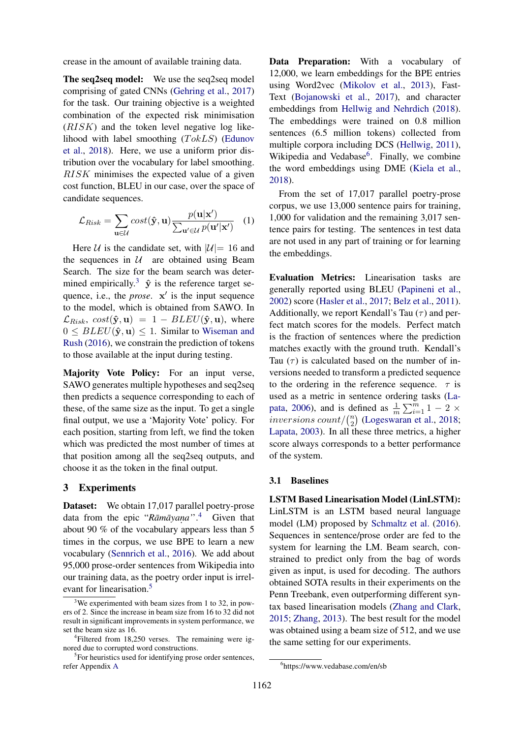crease in the amount of available training data.

**The seq2seq model:** We use the seq2seq model comprising of gated CNNs (Gehring et al., 2017) for the task. Our training objective is a weighted combination of the expected risk minimisation ($RISK$) and the token level negative log likelihood with label smoothing ($TokLS$) (Edunov et al., 2018). Here, we use a uniform prior distribution over the vocabulary for label smoothing. $RISK$ minimises the expected value of a given cost function, BLEU in our case, over the space of candidate sequences.

$$\mathcal{L}_{Risk} = \sum_{\mathbf{u} \in \mathcal{U}} cost(\hat{\mathbf{y}}, \mathbf{u}) \frac{p(\mathbf{u}|\mathbf{x}')}{\sum_{\mathbf{u}' \in \mathcal{U}} p(\mathbf{u}'|\mathbf{x}')} \quad (1)$$

Here $\mathcal{U}$ is the candidate set, with $|\mathcal{U}| = 16$ and the sequences in $\mathcal{U}$ are obtained using Beam Search. The size for the beam search was determined empirically.[3] $\hat{\mathbf{y}}$ is the reference target sequence, i.e., the *prose*. $\mathbf{x}'$ is the input sequence to the model, which is obtained from SAWO. In $\mathcal{L}_{Risk}$, $cost(\hat{\mathbf{y}}, \mathbf{u}) = 1 - BLEU(\hat{\mathbf{y}}, \mathbf{u})$, where $0 \leq BLEU(\hat{\mathbf{y}}, \mathbf{u}) \leq 1$. Similar to Wiseman and Rush (2016), we constrain the prediction of tokens to those available at the input during testing.

**Majority Vote Policy:** For an input verse, SAWO generates multiple hypotheses and seq2seq then predicts a sequence corresponding to each of these, of the same size as the input. To get a single final output, we use a 'Majority Vote' policy. For each position, starting from left, we find the token which was predicted the most number of times at that position among all the seq2seq outputs, and choose it as the token in the final output.

## 3 Experiments

**Dataset:** We obtain 17,017 parallel poetry-prose data from the epic "*Rāmāyaṇa*".[4] Given that about 90 % of the vocabulary appears less than 5 times in the corpus, we use BPE to learn a new vocabulary (Sennrich et al., 2016). We add about 95,000 prose-order sentences from Wikipedia into our training data, as the poetry order input is irrelevant for linearisation.[5]

**Data Preparation:** With a vocabulary of 12,000, we learn embeddings for the BPE entries using Word2vec (Mikolov et al., 2013), FastText (Bojanowski et al., 2017), and character embeddings from Hellwig and Nehrdich (2018). The embeddings were trained on 0.8 million sentences (6.5 million tokens) collected from multiple corpora including DCS (Hellwig, 2011), Wikipedia and Vedabase[6]. Finally, we combine the word embeddings using DME (Kiela et al., 2018).

From the set of 17,017 parallel poetry-prose corpus, we use 13,000 sentence pairs for training, 1,000 for validation and the remaining 3,017 sentence pairs for testing. The sentences in test data are not used in any part of training or for learning the embeddings.

**Evaluation Metrics:** Linearisation tasks are generally reported using BLEU (Papineni et al., 2002) score (Hasler et al., 2017; Belz et al., 2011). Additionally, we report Kendall's Tau ($\tau$) and perfect match scores for the models. Perfect match is the fraction of sentences where the prediction matches exactly with the ground truth. Kendall's Tau ($\tau$) is calculated based on the number of inversions needed to transform a predicted sequence to the ordering in the reference sequence. $\tau$ is used as a metric in sentence ordering tasks (Lapata, 2006), and is defined as $\frac{1}{m}\sum_{i=1}^{m} 1 - 2 \times inversions\ count / \binom{n}{2}$ (Logeswaran et al., 2018; Lapata, 2003). In all these three metrics, a higher score always corresponds to a better performance of the system.

### 3.1 Baselines

**LSTM Based Linearisation Model (LinLSTM):** LinLSTM is an LSTM based neural language model (LM) proposed by Schmaltz et al. (2016). Sequences in sentence/prose order are fed to the system for learning the LM. Beam search, constrained to predict only from the bag of words given as input, is used for decoding. The authors obtained SOTA results in their experiments on the Penn Treebank, even outperforming different syntax based linearisation models (Zhang and Clark, 2015; Zhang, 2013). The best result for the model was obtained using a beam size of 512, and we use the same setting for our experiments.

---

[3] We experimented with beam sizes from 1 to 32, in powers of 2. Since the increase in beam size from 16 to 32 did not result in significant improvements in system performance, we set the beam size as 16.

[4] Filtered from 18,250 verses. The remaining were ignored due to corrupted word constructions.

[5] For heuristics used for identifying prose order sentences, refer Appendix A

[6] https://www.vedabase.com/en/sb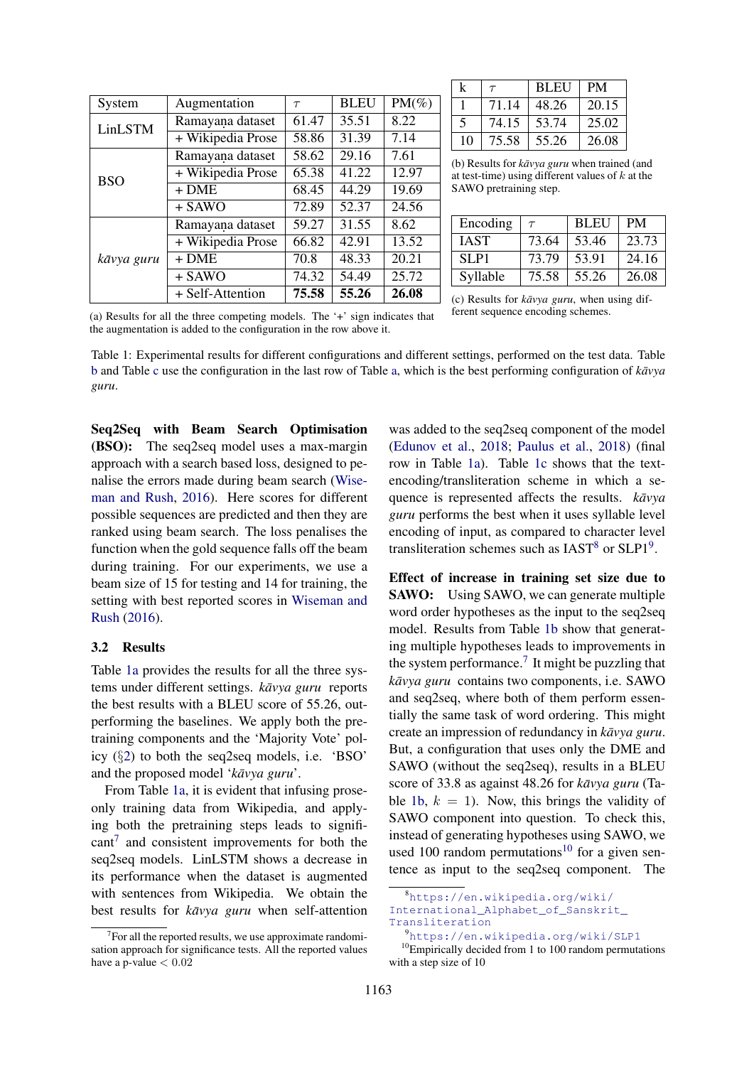| System | Augmentation | $\tau$ | BLEU | PM(%) |
|---|---|---|---|---|
| LinLSTM | Ramayaṇa dataset | 61.47 | 35.51 | 8.22 |
| | + Wikipedia Prose | 58.86 | 31.39 | 7.14 |
| BSO | Ramayaṇa dataset | 58.62 | 29.16 | 7.61 |
| | + Wikipedia Prose | 65.38 | 41.22 | 12.97 |
| | + DME | 68.45 | 44.29 | 19.69 |
| | + SAWO | 72.89 | 52.37 | 24.56 |
| *kāvya guru* | Ramayaṇa dataset | 59.27 | 31.55 | 8.62 |
| | + Wikipedia Prose | 66.82 | 42.91 | 13.52 |
| | + DME | 70.8 | 48.33 | 20.21 |
| | + SAWO | 74.32 | 54.49 | 25.72 |
| | + Self-Attention | **75.58** | **55.26** | **26.08** |

(a) Results for all the three competing models. The '+' sign indicates that the augmentation is added to the configuration in the row above it.

| k | $\tau$ | BLEU | PM |
|---|---|---|---|
| 1 | 71.14 | 48.26 | 20.15 |
| 5 | 74.15 | 53.74 | 25.02 |
| 10 | 75.58 | 55.26 | 26.08 |

(b) Results for *kāvya guru* when trained (and at test-time) using different values of $k$ at the SAWO pretraining step.

| Encoding | $\tau$ | BLEU | PM |
|---|---|---|---|
| IAST | 73.64 | 53.46 | 23.73 |
| SLP1 | 73.79 | 53.91 | 24.16 |
| Syllable | 75.58 | 55.26 | 26.08 |

(c) Results for *kāvya guru*, when using different sequence encoding schemes.

Table 1: Experimental results for different configurations and different settings, performed on the test data. Table b and Table c use the configuration in the last row of Table a, which is the best performing configuration of *kāvya guru*.

**Seq2Seq with Beam Search Optimisation (BSO):** The seq2seq model uses a max-margin approach with a search based loss, designed to penalise the errors made during beam search (Wiseman and Rush, 2016). Here scores for different possible sequences are predicted and then they are ranked using beam search. The loss penalises the function when the gold sequence falls off the beam during training. For our experiments, we use a beam size of 15 for testing and 14 for training, the setting with best reported scores in Wiseman and Rush (2016).

### 3.2 Results

Table 1a provides the results for all the three systems under different settings. *kāvya guru* reports the best results with a BLEU score of 55.26, outperforming the baselines. We apply both the pretraining components and the 'Majority Vote' policy (§2) to both the seq2seq models, i.e. 'BSO' and the proposed model '*kāvya guru*'.

From Table 1a, it is evident that infusing prose-only training data from Wikipedia, and applying both the pretraining steps leads to significant[7] and consistent improvements for both the seq2seq models. LinLSTM shows a decrease in its performance when the dataset is augmented with sentences from Wikipedia. We obtain the best results for *kāvya guru* when self-attention was added to the seq2seq component of the model (Edunov et al., 2018; Paulus et al., 2018) (final row in Table 1a). Table 1c shows that the text-encoding/transliteration scheme in which a sequence is represented affects the results. *kāvya guru* performs the best when it uses syllable level encoding of input, as compared to character level transliteration schemes such as IAST[8] or SLP1[9].

**Effect of increase in training set size due to SAWO:** Using SAWO, we can generate multiple word order hypotheses as the input to the seq2seq model. Results from Table 1b show that generating multiple hypotheses leads to improvements in the system performance.[7] It might be puzzling that *kāvya guru* contains two components, i.e. SAWO and seq2seq, where both of them perform essentially the same task of word ordering. This might create an impression of redundancy in *kāvya guru*. But, a configuration that uses only the DME and SAWO (without the seq2seq), results in a BLEU score of 33.8 as against 48.26 for *kāvya guru* (Table 1b, $k = 1$). Now, this brings the validity of SAWO component into question. To check this, instead of generating hypotheses using SAWO, we used 100 random permutations[10] for a given sentence as input to the seq2seq component. The

[7] For all the reported results, we use approximate randomisation approach for significance tests. All the reported values have a p-value $< 0.02$

[8] https://en.wikipedia.org/wiki/International_Alphabet_of_Sanskrit_Transliteration

[9] https://en.wikipedia.org/wiki/SLP1

[10] Empirically decided from 1 to 100 random permutations with a step size of 10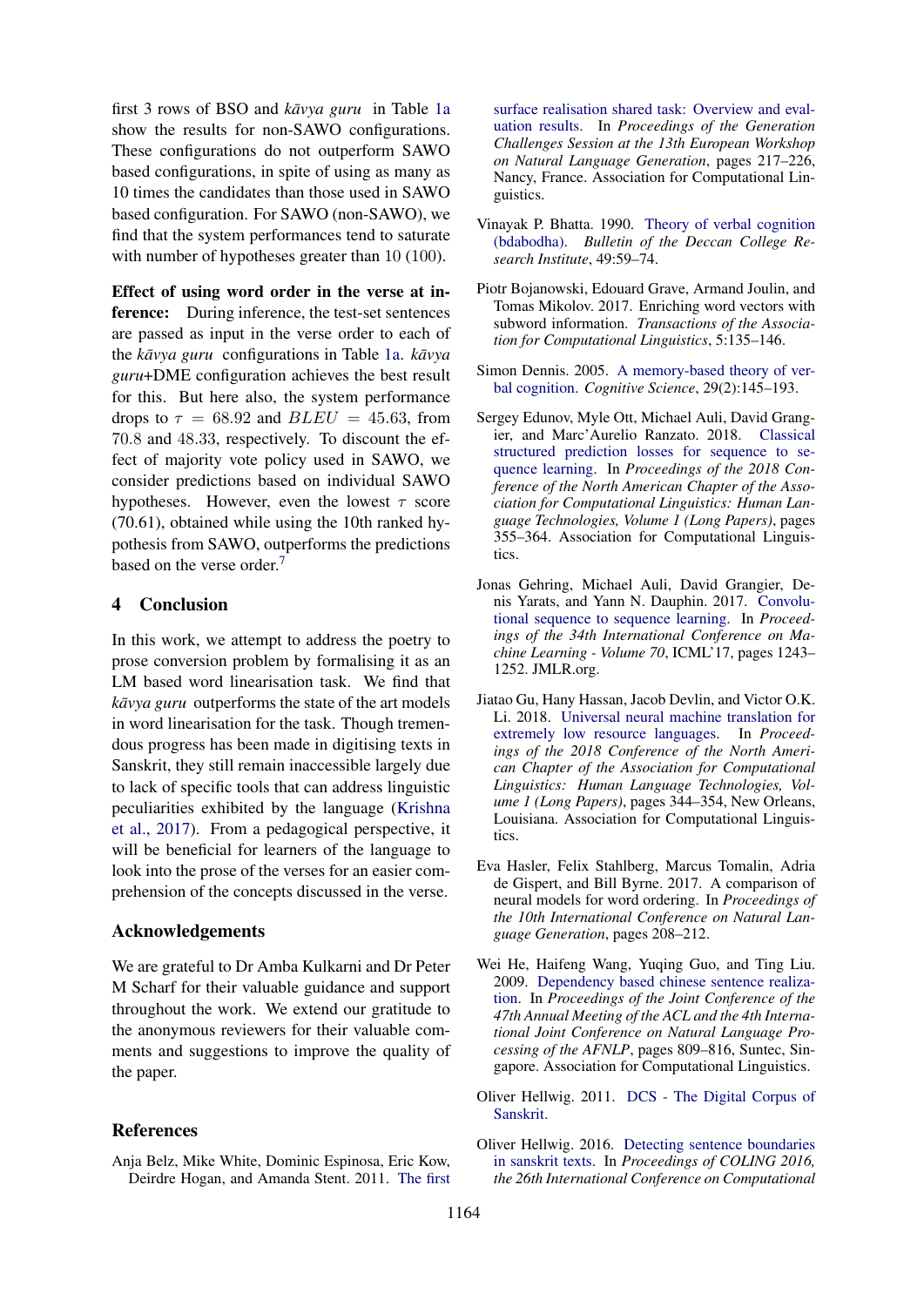first 3 rows of BSO and *kāvya guru* in Table 1a show the results for non-SAWO configurations. These configurations do not outperform SAWO based configurations, in spite of using as many as 10 times the candidates than those used in SAWO based configuration. For SAWO (non-SAWO), we find that the system performances tend to saturate with number of hypotheses greater than 10 (100).

**Effect of using word order in the verse at inference:** During inference, the test-set sentences are passed as input in the verse order to each of the *kāvya guru* configurations in Table 1a. *kāvya guru*+DME configuration achieves the best result for this. But here also, the system performance drops to $\tau = 68.92$ and $BLEU = 45.63$, from 70.8 and 48.33, respectively. To discount the effect of majority vote policy used in SAWO, we consider predictions based on individual SAWO hypotheses. However, even the lowest $\tau$ score (70.61), obtained while using the 10th ranked hypothesis from SAWO, outperforms the predictions based on the verse order.[7]

## 4 Conclusion

In this work, we attempt to address the poetry to prose conversion problem by formalising it as an LM based word linearisation task. We find that *kāvya guru* outperforms the state of the art models in word linearisation for the task. Though tremendous progress has been made in digitising texts in Sanskrit, they still remain inaccessible largely due to lack of specific tools that can address linguistic peculiarities exhibited by the language (Krishna et al., 2017). From a pedagogical perspective, it will be beneficial for learners of the language to look into the prose of the verses for an easier comprehension of the concepts discussed in the verse.

## Acknowledgements

We are grateful to Dr Amba Kulkarni and Dr Peter M Scharf for their valuable guidance and support throughout the work. We extend our gratitude to the anonymous reviewers for their valuable comments and suggestions to improve the quality of the paper.

## References

Anja Belz, Mike White, Dominic Espinosa, Eric Kow, Deirdre Hogan, and Amanda Stent. 2011. The first surface realisation shared task: Overview and evaluation results. In *Proceedings of the Generation Challenges Session at the 13th European Workshop on Natural Language Generation*, pages 217–226, Nancy, France. Association for Computational Linguistics.

Vinayak P. Bhatta. 1990. Theory of verbal cognition (bdabodha). *Bulletin of the Deccan College Research Institute*, 49:59–74.

Piotr Bojanowski, Edouard Grave, Armand Joulin, and Tomas Mikolov. 2017. Enriching word vectors with subword information. *Transactions of the Association for Computational Linguistics*, 5:135–146.

Simon Dennis. 2005. A memory-based theory of verbal cognition. *Cognitive Science*, 29(2):145–193.

Sergey Edunov, Myle Ott, Michael Auli, David Grangier, and Marc'Aurelio Ranzato. 2018. Classical structured prediction losses for sequence to sequence learning. In *Proceedings of the 2018 Conference of the North American Chapter of the Association for Computational Linguistics: Human Language Technologies, Volume 1 (Long Papers)*, pages 355–364. Association for Computational Linguistics.

Jonas Gehring, Michael Auli, David Grangier, Denis Yarats, and Yann N. Dauphin. 2017. Convolutional sequence to sequence learning. In *Proceedings of the 34th International Conference on Machine Learning - Volume 70*, ICML'17, pages 1243–1252. JMLR.org.

Jiatao Gu, Hany Hassan, Jacob Devlin, and Victor O.K. Li. 2018. Universal neural machine translation for extremely low resource languages. In *Proceedings of the 2018 Conference of the North American Chapter of the Association for Computational Linguistics: Human Language Technologies, Volume 1 (Long Papers)*, pages 344–354, New Orleans, Louisiana. Association for Computational Linguistics.

Eva Hasler, Felix Stahlberg, Marcus Tomalin, Adria de Gispert, and Bill Byrne. 2017. A comparison of neural models for word ordering. In *Proceedings of the 10th International Conference on Natural Language Generation*, pages 208–212.

Wei He, Haifeng Wang, Yuqing Guo, and Ting Liu. 2009. Dependency based chinese sentence realization. In *Proceedings of the Joint Conference of the 47th Annual Meeting of the ACL and the 4th International Joint Conference on Natural Language Processing of the AFNLP*, pages 809–816, Suntec, Singapore. Association for Computational Linguistics.

Oliver Hellwig. 2011. DCS - The Digital Corpus of Sanskrit.

Oliver Hellwig. 2016. Detecting sentence boundaries in sanskrit texts. In *Proceedings of COLING 2016, the 26th International Conference on Computational*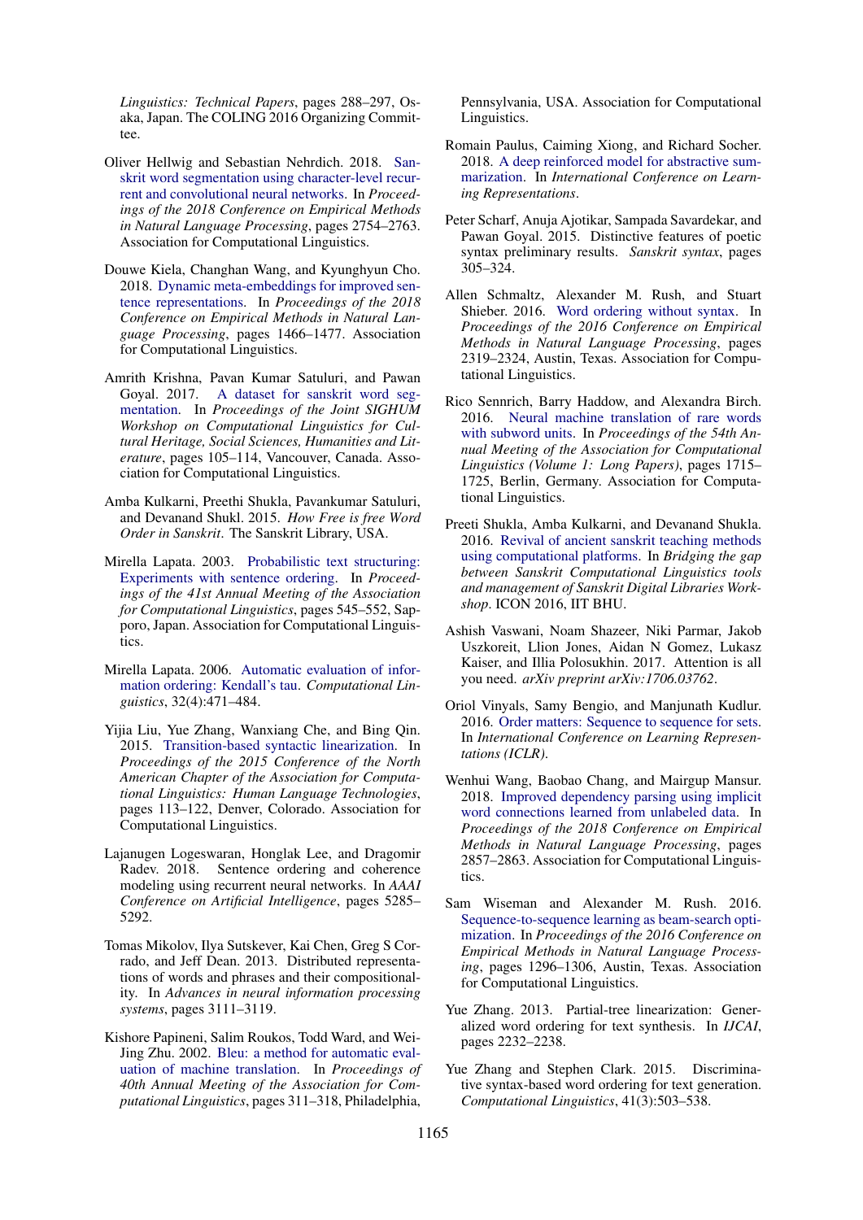*Linguistics: Technical Papers*, pages 288–297, Osaka, Japan. The COLING 2016 Organizing Committee.

Oliver Hellwig and Sebastian Nehrdich. 2018. Sanskrit word segmentation using character-level recurrent and convolutional neural networks. In *Proceedings of the 2018 Conference on Empirical Methods in Natural Language Processing*, pages 2754–2763. Association for Computational Linguistics.

Douwe Kiela, Changhan Wang, and Kyunghyun Cho. 2018. Dynamic meta-embeddings for improved sentence representations. In *Proceedings of the 2018 Conference on Empirical Methods in Natural Language Processing*, pages 1466–1477. Association for Computational Linguistics.

Amrith Krishna, Pavan Kumar Satuluri, and Pawan Goyal. 2017. A dataset for sanskrit word segmentation. In *Proceedings of the Joint SIGHUM Workshop on Computational Linguistics for Cultural Heritage, Social Sciences, Humanities and Literature*, pages 105–114, Vancouver, Canada. Association for Computational Linguistics.

Amba Kulkarni, Preethi Shukla, Pavankumar Satuluri, and Devanand Shukl. 2015. *How Free is free Word Order in Sanskrit*. The Sanskrit Library, USA.

Mirella Lapata. 2003. Probabilistic text structuring: Experiments with sentence ordering. In *Proceedings of the 41st Annual Meeting of the Association for Computational Linguistics*, pages 545–552, Sapporo, Japan. Association for Computational Linguistics.

Mirella Lapata. 2006. Automatic evaluation of information ordering: Kendall's tau. *Computational Linguistics*, 32(4):471–484.

Yijia Liu, Yue Zhang, Wanxiang Che, and Bing Qin. 2015. Transition-based syntactic linearization. In *Proceedings of the 2015 Conference of the North American Chapter of the Association for Computational Linguistics: Human Language Technologies*, pages 113–122, Denver, Colorado. Association for Computational Linguistics.

Lajanugen Logeswaran, Honglak Lee, and Dragomir Radev. 2018. Sentence ordering and coherence modeling using recurrent neural networks. In *AAAI Conference on Artificial Intelligence*, pages 5285–5292.

Tomas Mikolov, Ilya Sutskever, Kai Chen, Greg S Corrado, and Jeff Dean. 2013. Distributed representations of words and phrases and their compositionality. In *Advances in neural information processing systems*, pages 3111–3119.

Kishore Papineni, Salim Roukos, Todd Ward, and Wei-Jing Zhu. 2002. Bleu: a method for automatic evaluation of machine translation. In *Proceedings of 40th Annual Meeting of the Association for Computational Linguistics*, pages 311–318, Philadelphia, Pennsylvania, USA. Association for Computational Linguistics.

Romain Paulus, Caiming Xiong, and Richard Socher. 2018. A deep reinforced model for abstractive summarization. In *International Conference on Learning Representations*.

Peter Scharf, Anuja Ajotikar, Sampada Savardekar, and Pawan Goyal. 2015. Distinctive features of poetic syntax preliminary results. *Sanskrit syntax*, pages 305–324.

Allen Schmaltz, Alexander M. Rush, and Stuart Shieber. 2016. Word ordering without syntax. In *Proceedings of the 2016 Conference on Empirical Methods in Natural Language Processing*, pages 2319–2324, Austin, Texas. Association for Computational Linguistics.

Rico Sennrich, Barry Haddow, and Alexandra Birch. 2016. Neural machine translation of rare words with subword units. In *Proceedings of the 54th Annual Meeting of the Association for Computational Linguistics (Volume 1: Long Papers)*, pages 1715–1725, Berlin, Germany. Association for Computational Linguistics.

Preeti Shukla, Amba Kulkarni, and Devanand Shukla. 2016. Revival of ancient sanskrit teaching methods using computational platforms. In *Bridging the gap between Sanskrit Computational Linguistics tools and management of Sanskrit Digital Libraries Workshop*. ICON 2016, IIT BHU.

Ashish Vaswani, Noam Shazeer, Niki Parmar, Jakob Uszkoreit, Llion Jones, Aidan N Gomez, Lukasz Kaiser, and Illia Polosukhin. 2017. Attention is all you need. *arXiv preprint arXiv:1706.03762*.

Oriol Vinyals, Samy Bengio, and Manjunath Kudlur. 2016. Order matters: Sequence to sequence for sets. In *International Conference on Learning Representations (ICLR)*.

Wenhui Wang, Baobao Chang, and Mairgup Mansur. 2018. Improved dependency parsing using implicit word connections learned from unlabeled data. In *Proceedings of the 2018 Conference on Empirical Methods in Natural Language Processing*, pages 2857–2863. Association for Computational Linguistics.

Sam Wiseman and Alexander M. Rush. 2016. Sequence-to-sequence learning as beam-search optimization. In *Proceedings of the 2016 Conference on Empirical Methods in Natural Language Processing*, pages 1296–1306, Austin, Texas. Association for Computational Linguistics.

Yue Zhang. 2013. Partial-tree linearization: Generalized word ordering for text synthesis. In *IJCAI*, pages 2232–2238.

Yue Zhang and Stephen Clark. 2015. Discriminative syntax-based word ordering for text generation. *Computational Linguistics*, 41(3):503–538.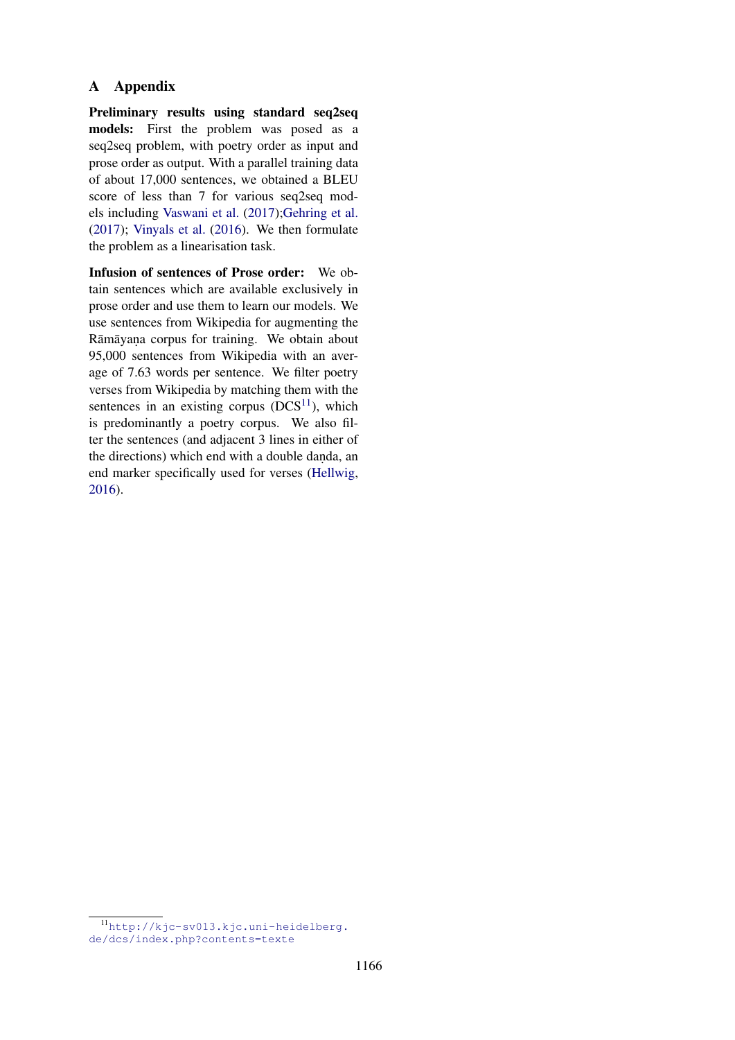## A Appendix

**Preliminary results using standard seq2seq models:** First the problem was posed as a seq2seq problem, with poetry order as input and prose order as output. With a parallel training data of about 17,000 sentences, we obtained a BLEU score of less than 7 for various seq2seq models including Vaswani et al. (2017);Gehring et al. (2017); Vinyals et al. (2016). We then formulate the problem as a linearisation task.

**Infusion of sentences of Prose order:** We obtain sentences which are available exclusively in prose order and use them to learn our models. We use sentences from Wikipedia for augmenting the Rāmāyaṇa corpus for training. We obtain about 95,000 sentences from Wikipedia with an average of 7.63 words per sentence. We filter poetry verses from Wikipedia by matching them with the sentences in an existing corpus (DCS[11]), which is predominantly a poetry corpus. We also filter the sentences (and adjacent 3 lines in either of the directions) which end with a double daṇda, an end marker specifically used for verses (Hellwig, 2016).

[11] http://kjc-sv013.kjc.uni-heidelberg.de/dcs/index.php?contents=texte